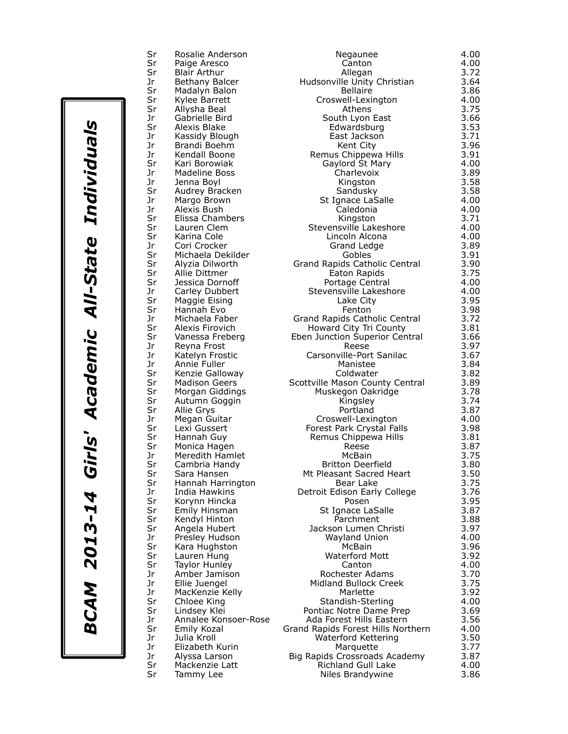# BCAM 2013-14 Girls' Academic All-State Individuals

| | | | |
|---|---|---|---|
| Sr | Rosalie Anderson | Negaunee | 4.00 |
| Sr | Paige Aresco | Canton | 4.00 |
| Sr | Blair Arthur | Allegan | 3.72 |
| Jr | Bethany Balcer | Hudsonville Unity Christian | 3.64 |
| Sr | Madalyn Balon | Bellaire | 3.86 |
| Sr | Kylee Barrett | Croswell-Lexington | 4.00 |
| Sr | Allysha Beal | Athens | 3.75 |
| Jr | Gabrielle Bird | South Lyon East | 3.66 |
| Sr | Alexis Blake | Edwardsburg | 3.53 |
| Jr | Kassidy Blough | East Jackson | 3.71 |
| Jr | Brandi Boehm | Kent City | 3.96 |
| Jr | Kendall Boone | Remus Chippewa Hills | 3.91 |
| Sr | Kari Borowiak | Gaylord St Mary | 4.00 |
| Jr | Madeline Boss | Charlevoix | 3.89 |
| Jr | Jenna Boyl | Kingston | 3.58 |
| Sr | Audrey Bracken | Sandusky | 3.58 |
| Jr | Margo Brown | St Ignace LaSalle | 4.00 |
| Jr | Alexis Bush | Caledonia | 4.00 |
| Sr | Elissa Chambers | Kingston | 3.71 |
| Sr | Lauren Clem | Stevensville Lakeshore | 4.00 |
| Sr | Karina Cole | Lincoln Alcona | 4.00 |
| Jr | Cori Crocker | Grand Ledge | 3.89 |
| Sr | Michaela Dekilder | Gobles | 3.91 |
| Sr | Alyzia Dilworth | Grand Rapids Catholic Central | 3.90 |
| Sr | Allie Dittmer | Eaton Rapids | 3.75 |
| Sr | Jessica Dornoff | Portage Central | 4.00 |
| Jr | Carley Dubbert | Stevensville Lakeshore | 4.00 |
| Sr | Maggie Eising | Lake City | 3.95 |
| Sr | Hannah Evo | Fenton | 3.98 |
| Jr | Michaela Faber | Grand Rapids Catholic Central | 3.72 |
| Sr | Alexis Firovich | Howard City Tri County | 3.81 |
| Sr | Vanessa Freberg | Eben Junction Superior Central | 3.66 |
| Jr | Reyna Frost | Reese | 3.97 |
| Jr | Katelyn Frostic | Carsonville-Port Sanilac | 3.67 |
| Jr | Annie Fuller | Manistee | 3.84 |
| Sr | Kenzie Galloway | Coldwater | 3.82 |
| Sr | Madison Geers | Scottville Mason County Central | 3.89 |
| Sr | Morgan Giddings | Muskegon Oakridge | 3.78 |
| Sr | Autumn Goggin | Kingsley | 3.74 |
| Sr | Allie Grys | Portland | 3.87 |
| Jr | Megan Guitar | Croswell-Lexington | 4.00 |
| Sr | Lexi Gussert | Forest Park Crystal Falls | 3.98 |
| Sr | Hannah Guy | Remus Chippewa Hills | 3.81 |
| Sr | Monica Hagen | Reese | 3.87 |
| Jr | Meredith Hamlet | McBain | 3.75 |
| Sr | Cambria Handy | Britton Deerfield | 3.80 |
| Sr | Sara Hansen | Mt Pleasant Sacred Heart | 3.50 |
| Sr | Hannah Harrington | Bear Lake | 3.75 |
| Jr | India Hawkins | Detroit Edison Early College | 3.76 |
| Sr | Korynn Hincka | Posen | 3.95 |
| Sr | Emily Hinsman | St Ignace LaSalle | 3.87 |
| Sr | Kendyl Hinton | Parchment | 3.88 |
| Sr | Angela Hubert | Jackson Lumen Christi | 3.97 |
| Jr | Presley Hudson | Wayland Union | 4.00 |
| Sr | Kara Hughston | McBain | 3.96 |
| Sr | Lauren Hung | Waterford Mott | 3.92 |
| Sr | Taylor Hunley | Canton | 4.00 |
| Jr | Amber Jamison | Rochester Adams | 3.70 |
| Jr | Ellie Juengel | Midland Bullock Creek | 3.75 |
| Jr | MacKenzie Kelly | Marlette | 3.92 |
| Sr | Chloee King | Standish-Sterling | 4.00 |
| Sr | Lindsey Klei | Pontiac Notre Dame Prep | 3.69 |
| Jr | Annalee Konsoer-Rose | Ada Forest Hills Eastern | 3.56 |
| Sr | Emily Kozal | Grand Rapids Forest Hills Northern | 4.00 |
| Jr | Julia Kroll | Waterford Kettering | 3.50 |
| Jr | Elizabeth Kurin | Marquette | 3.77 |
| Jr | Alyssa Larson | Big Rapids Crossroads Academy | 3.87 |
| Sr | Mackenzie Latt | Richland Gull Lake | 4.00 |
| Sr | Tammy Lee | Niles Brandywine | 3.86 |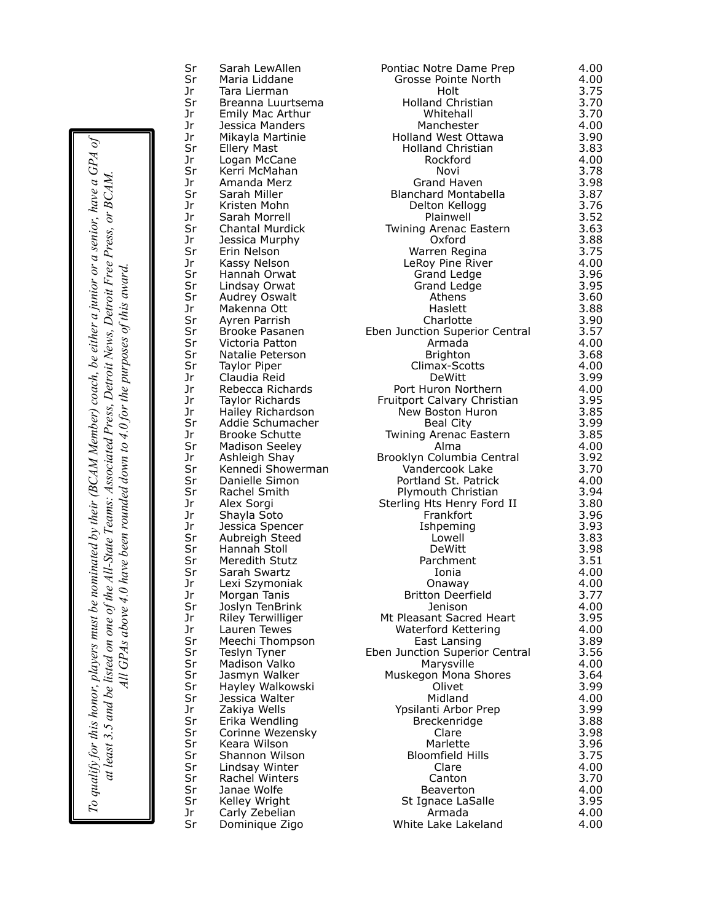*To qualify for this honor, players must be nominated by their (BCAM Member) coach, be either a junior or a senior, have a GPA of at least 3.5 and be listed on one of the All-State Teams: Associated Press, Detroit News, Detroit Free Press, or BCAM. All GPAs above 4.0 have been rounded down to 4.0 for the purposes of this award.*

| | | | |
|---|---|---|---|
| Sr | Sarah LewAllen | Pontiac Notre Dame Prep | 4.00 |
| Sr | Maria Liddane | Grosse Pointe North | 4.00 |
| Jr | Tara Lierman | Holt | 3.75 |
| Sr | Breanna Luurtsema | Holland Christian | 3.70 |
| Jr | Emily Mac Arthur | Whitehall | 3.70 |
| Jr | Jessica Manders | Manchester | 4.00 |
| Jr | Mikayla Martinie | Holland West Ottawa | 3.90 |
| Sr | Ellery Mast | Holland Christian | 3.83 |
| Jr | Logan McCane | Rockford | 4.00 |
| Sr | Kerri McMahan | Novi | 3.78 |
| Jr | Amanda Merz | Grand Haven | 3.98 |
| Sr | Sarah Miller | Blanchard Montabella | 3.87 |
| Jr | Kristen Mohn | Delton Kellogg | 3.76 |
| Jr | Sarah Morrell | Plainwell | 3.52 |
| Sr | Chantal Murdick | Twining Arenac Eastern | 3.63 |
| Jr | Jessica Murphy | Oxford | 3.88 |
| Sr | Erin Nelson | Warren Regina | 3.75 |
| Jr | Kassy Nelson | LeRoy Pine River | 4.00 |
| Sr | Hannah Orwat | Grand Ledge | 3.96 |
| Sr | Lindsay Orwat | Grand Ledge | 3.95 |
| Sr | Audrey Oswalt | Athens | 3.60 |
| Jr | Makenna Ott | Haslett | 3.88 |
| Sr | Ayren Parrish | Charlotte | 3.90 |
| Sr | Brooke Pasanen | Eben Junction Superior Central | 3.57 |
| Sr | Victoria Patton | Armada | 4.00 |
| Sr | Natalie Peterson | Brighton | 3.68 |
| Sr | Taylor Piper | Climax-Scotts | 4.00 |
| Jr | Claudia Reid | DeWitt | 3.99 |
| Jr | Rebecca Richards | Port Huron Northern | 4.00 |
| Jr | Taylor Richards | Fruitport Calvary Christian | 3.95 |
| Jr | Hailey Richardson | New Boston Huron | 3.85 |
| Sr | Addie Schumacher | Beal City | 3.99 |
| Jr | Brooke Schutte | Twining Arenac Eastern | 3.85 |
| Sr | Madison Seeley | Alma | 4.00 |
| Jr | Ashleigh Shay | Brooklyn Columbia Central | 3.92 |
| Sr | Kennedi Showerman | Vandercook Lake | 3.70 |
| Sr | Danielle Simon | Portland St. Patrick | 4.00 |
| Sr | Rachel Smith | Plymouth Christian | 3.94 |
| Jr | Alex Sorgi | Sterling Hts Henry Ford II | 3.80 |
| Jr | Shayla Soto | Frankfort | 3.96 |
| Jr | Jessica Spencer | Ishpeming | 3.93 |
| Sr | Aubreigh Steed | Lowell | 3.83 |
| Sr | Hannah Stoll | DeWitt | 3.98 |
| Sr | Meredith Stutz | Parchment | 3.51 |
| Sr | Sarah Swartz | Ionia | 4.00 |
| Jr | Lexi Szymoniak | Onaway | 4.00 |
| Jr | Morgan Tanis | Britton Deerfield | 3.77 |
| Sr | Joslyn TenBrink | Jenison | 4.00 |
| Jr | Riley Terwilliger | Mt Pleasant Sacred Heart | 3.95 |
| Jr | Lauren Tewes | Waterford Kettering | 4.00 |
| Sr | Meechi Thompson | East Lansing | 3.89 |
| Sr | Teslyn Tyner | Eben Junction Superior Central | 3.56 |
| Sr | Madison Valko | Marysville | 4.00 |
| Sr | Jasmyn Walker | Muskegon Mona Shores | 3.64 |
| Sr | Hayley Walkowski | Olivet | 3.99 |
| Sr | Jessica Walter | Midland | 4.00 |
| Jr | Zakiya Wells | Ypsilanti Arbor Prep | 3.99 |
| Sr | Erika Wendling | Breckenridge | 3.88 |
| Sr | Corinne Wezensky | Clare | 3.98 |
| Sr | Keara Wilson | Marlette | 3.96 |
| Sr | Shannon Wilson | Bloomfield Hills | 3.75 |
| Sr | Lindsay Winter | Clare | 4.00 |
| Sr | Rachel Winters | Canton | 3.70 |
| Sr | Janae Wolfe | Beaverton | 4.00 |
| Sr | Kelley Wright | St Ignace LaSalle | 3.95 |
| Jr | Carly Zebelian | Armada | 4.00 |
| Sr | Dominique Zigo | White Lake Lakeland | 4.00 |